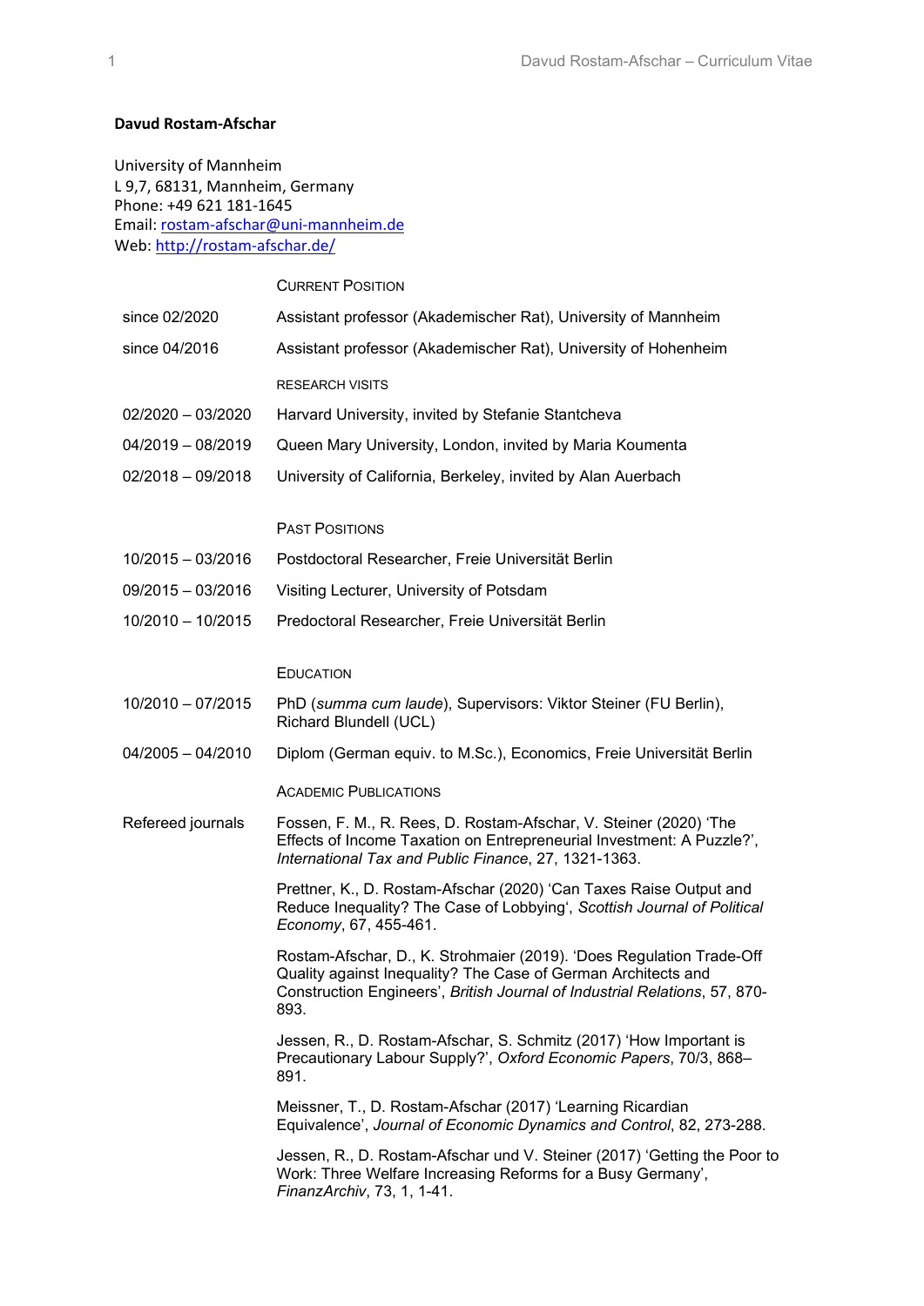**Davud Rostam-Afschar**

University of Mannheim
L 9,7, 68131, Mannheim, Germany
Phone: +49 621 181-1645
Email: rostam-afschar@uni-mannheim.de
Web: http://rostam-afschar.de/

## Current Position

| | |
|---|---|
| since 02/2020 | Assistant professor (Akademischer Rat), University of Mannheim |
| since 04/2016 | Assistant professor (Akademischer Rat), University of Hohenheim |

## Research Visits

| | |
|---|---|
| 02/2020 – 03/2020 | Harvard University, invited by Stefanie Stantcheva |
| 04/2019 – 08/2019 | Queen Mary University, London, invited by Maria Koumenta |
| 02/2018 – 09/2018 | University of California, Berkeley, invited by Alan Auerbach |

## Past Positions

| | |
|---|---|
| 10/2015 – 03/2016 | Postdoctoral Researcher, Freie Universität Berlin |
| 09/2015 – 03/2016 | Visiting Lecturer, University of Potsdam |
| 10/2010 – 10/2015 | Predoctoral Researcher, Freie Universität Berlin |

## Education

| | |
|---|---|
| 10/2010 – 07/2015 | PhD (*summa cum laude*), Supervisors: Viktor Steiner (FU Berlin), Richard Blundell (UCL) |
| 04/2005 – 04/2010 | Diplom (German equiv. to M.Sc.), Economics, Freie Universität Berlin |

## Academic Publications

**Refereed journals**

Fossen, F. M., R. Rees, D. Rostam-Afschar, V. Steiner (2020) 'The Effects of Income Taxation on Entrepreneurial Investment: A Puzzle?', *International Tax and Public Finance*, 27, 1321-1363.

Prettner, K., D. Rostam-Afschar (2020) 'Can Taxes Raise Output and Reduce Inequality? The Case of Lobbying', *Scottish Journal of Political Economy*, 67, 455-461.

Rostam-Afschar, D., K. Strohmaier (2019). 'Does Regulation Trade-Off Quality against Inequality? The Case of German Architects and Construction Engineers', *British Journal of Industrial Relations*, 57, 870-893.

Jessen, R., D. Rostam-Afschar, S. Schmitz (2017) 'How Important is Precautionary Labour Supply?', *Oxford Economic Papers*, 70/3, 868–891.

Meissner, T., D. Rostam-Afschar (2017) 'Learning Ricardian Equivalence', *Journal of Economic Dynamics and Control*, 82, 273-288.

Jessen, R., D. Rostam-Afschar und V. Steiner (2017) 'Getting the Poor to Work: Three Welfare Increasing Reforms for a Busy Germany', *FinanzArchiv*, 73, 1, 1-41.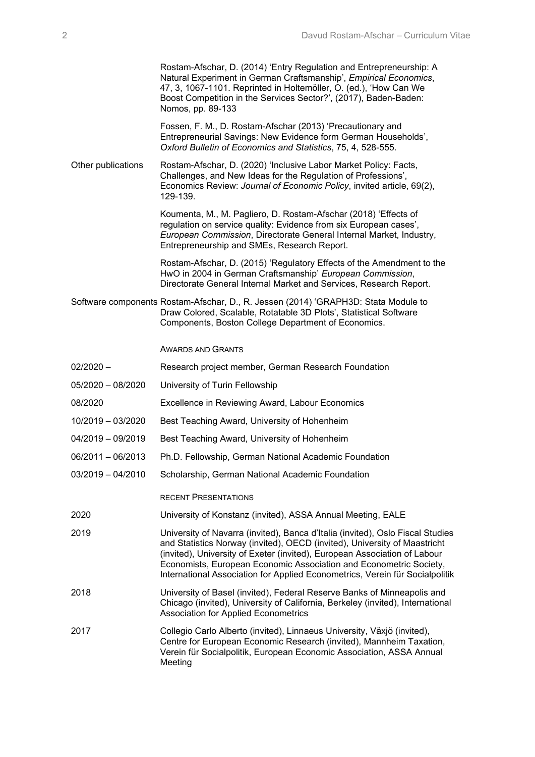Rostam-Afschar, D. (2014) 'Entry Regulation and Entrepreneurship: A Natural Experiment in German Craftsmanship', *Empirical Economics*, 47, 3, 1067-1101. Reprinted in Holtemöller, O. (ed.), 'How Can We Boost Competition in the Services Sector?', (2017), Baden-Baden: Nomos, pp. 89-133

Fossen, F. M., D. Rostam-Afschar (2013) 'Precautionary and Entrepreneurial Savings: New Evidence form German Households', *Oxford Bulletin of Economics and Statistics*, 75, 4, 528-555.

| | |
|---|---|
| Other publications | Rostam-Afschar, D. (2020) 'Inclusive Labor Market Policy: Facts, Challenges, and New Ideas for the Regulation of Professions', Economics Review: *Journal of Economic Policy*, invited article, 69(2), 129-139. |
| | Koumenta, M., M. Pagliero, D. Rostam-Afschar (2018) 'Effects of regulation on service quality: Evidence from six European cases', *European Commission*, Directorate General Internal Market, Industry, Entrepreneurship and SMEs, Research Report. |
| | Rostam-Afschar, D. (2015) 'Regulatory Effects of the Amendment to the HwO in 2004 in German Craftsmanship' *European Commission*, Directorate General Internal Market and Services, Research Report. |
| Software components | Rostam-Afschar, D., R. Jessen (2014) 'GRAPH3D: Stata Module to Draw Colored, Scalable, Rotatable 3D Plots', Statistical Software Components, Boston College Department of Economics. |

## AWARDS AND GRANTS

| | |
|---|---|
| 02/2020 – | Research project member, German Research Foundation |
| 05/2020 – 08/2020 | University of Turin Fellowship |
| 08/2020 | Excellence in Reviewing Award, Labour Economics |
| 10/2019 – 03/2020 | Best Teaching Award, University of Hohenheim |
| 04/2019 – 09/2019 | Best Teaching Award, University of Hohenheim |
| 06/2011 – 06/2013 | Ph.D. Fellowship, German National Academic Foundation |
| 03/2019 – 04/2010 | Scholarship, German National Academic Foundation |

## RECENT PRESENTATIONS

| | |
|---|---|
| 2020 | University of Konstanz (invited), ASSA Annual Meeting, EALE |
| 2019 | University of Navarra (invited), Banca d'Italia (invited), Oslo Fiscal Studies and Statistics Norway (invited), OECD (invited), University of Maastricht (invited), University of Exeter (invited), European Association of Labour Economists, European Economic Association and Econometric Society, International Association for Applied Econometrics, Verein für Socialpolitik |
| 2018 | University of Basel (invited), Federal Reserve Banks of Minneapolis and Chicago (invited), University of California, Berkeley (invited), International Association for Applied Econometrics |
| 2017 | Collegio Carlo Alberto (invited), Linnaeus University, Växjö (invited), Centre for European Economic Research (invited), Mannheim Taxation, Verein für Socialpolitik, European Economic Association, ASSA Annual Meeting |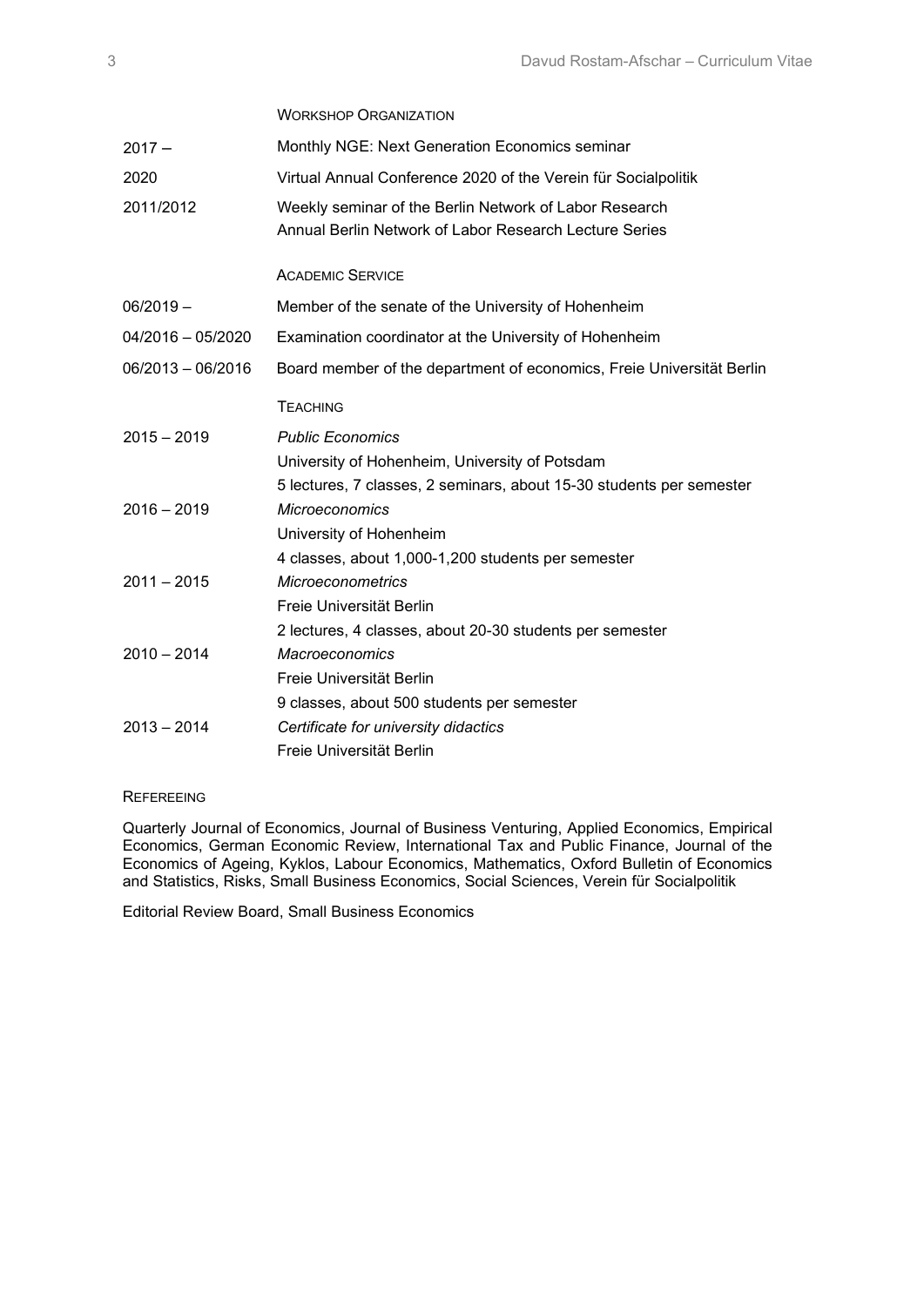### Workshop Organization

| | |
|---|---|
| 2017 – | Monthly NGE: Next Generation Economics seminar |
| 2020 | Virtual Annual Conference 2020 of the Verein für Socialpolitik |
| 2011/2012 | Weekly seminar of the Berlin Network of Labor Research<br>Annual Berlin Network of Labor Research Lecture Series |

### Academic Service

| | |
|---|---|
| 06/2019 – | Member of the senate of the University of Hohenheim |
| 04/2016 – 05/2020 | Examination coordinator at the University of Hohenheim |
| 06/2013 – 06/2016 | Board member of the department of economics, Freie Universität Berlin |

### Teaching

| | |
|---|---|
| 2015 – 2019 | *Public Economics*<br>University of Hohenheim, University of Potsdam<br>5 lectures, 7 classes, 2 seminars, about 15-30 students per semester |
| 2016 – 2019 | *Microeconomics*<br>University of Hohenheim<br>4 classes, about 1,000-1,200 students per semester |
| 2011 – 2015 | *Microeconometrics*<br>Freie Universität Berlin<br>2 lectures, 4 classes, about 20-30 students per semester |
| 2010 – 2014 | *Macroeconomics*<br>Freie Universität Berlin<br>9 classes, about 500 students per semester |
| 2013 – 2014 | *Certificate for university didactics*<br>Freie Universität Berlin |

### Refereeing

Quarterly Journal of Economics, Journal of Business Venturing, Applied Economics, Empirical Economics, German Economic Review, International Tax and Public Finance, Journal of the Economics of Ageing, Kyklos, Labour Economics, Mathematics, Oxford Bulletin of Economics and Statistics, Risks, Small Business Economics, Social Sciences, Verein für Socialpolitik

Editorial Review Board, Small Business Economics